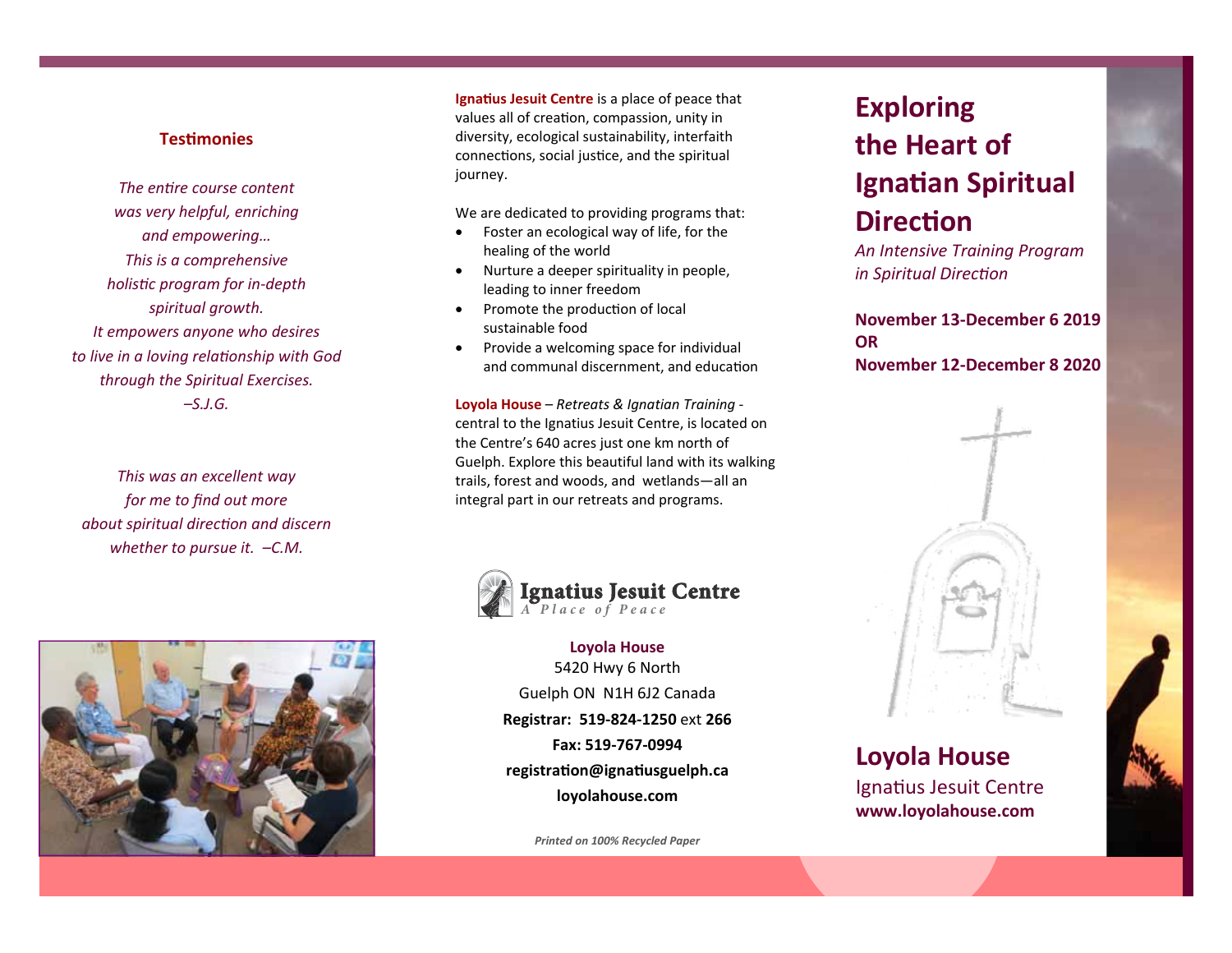## Testimonies

*The entire course content was very helpful, enriching and empowering… This is a comprehensive holistic program for in-depth spiritual growth. It empowers anyone who desires to live in a loving relationship with God through the Spiritual Exercises. –S.J.G.*

*This was an excellent way for me to find out more about spiritual direction and discern whether to pursue it. –C.M.*

**Ignatius Jesuit Centre** is a place of peace that values all of creation, compassion, unity in diversity, ecological sustainability, interfaith connections, social justice, and the spiritual journey.

We are dedicated to providing programs that:

- Foster an ecological way of life, for the healing of the world
- Nurture a deeper spirituality in people, leading to inner freedom
- Promote the production of local sustainable food
- Provide a welcoming space for individual and communal discernment, and education

**Loyola House** – *Retreats & Ignatian Training* - central to the Ignatius Jesuit Centre, is located on the Centre's 640 acres just one km north of Guelph. Explore this beautiful land with its walking trails, forest and woods, and wetlands—all an integral part in our retreats and programs.

**Ignatius Jesuit Centre**
*A Place of Peace*

**Loyola House**
5420 Hwy 6 North
Guelph ON N1H 6J2 Canada
**Registrar: 519-824-1250** ext **266**
**Fax: 519-767-0994**
**registration@ignatiusguelph.ca**
**loyolahouse.com**

*Printed on 100% Recycled Paper*

# Exploring the Heart of Ignatian Spiritual Direction

*An Intensive Training Program in Spiritual Direction*

**November 13-December 6 2019**
**OR**
**November 12-December 8 2020**

## Loyola House

Ignatius Jesuit Centre
**www.loyolahouse.com**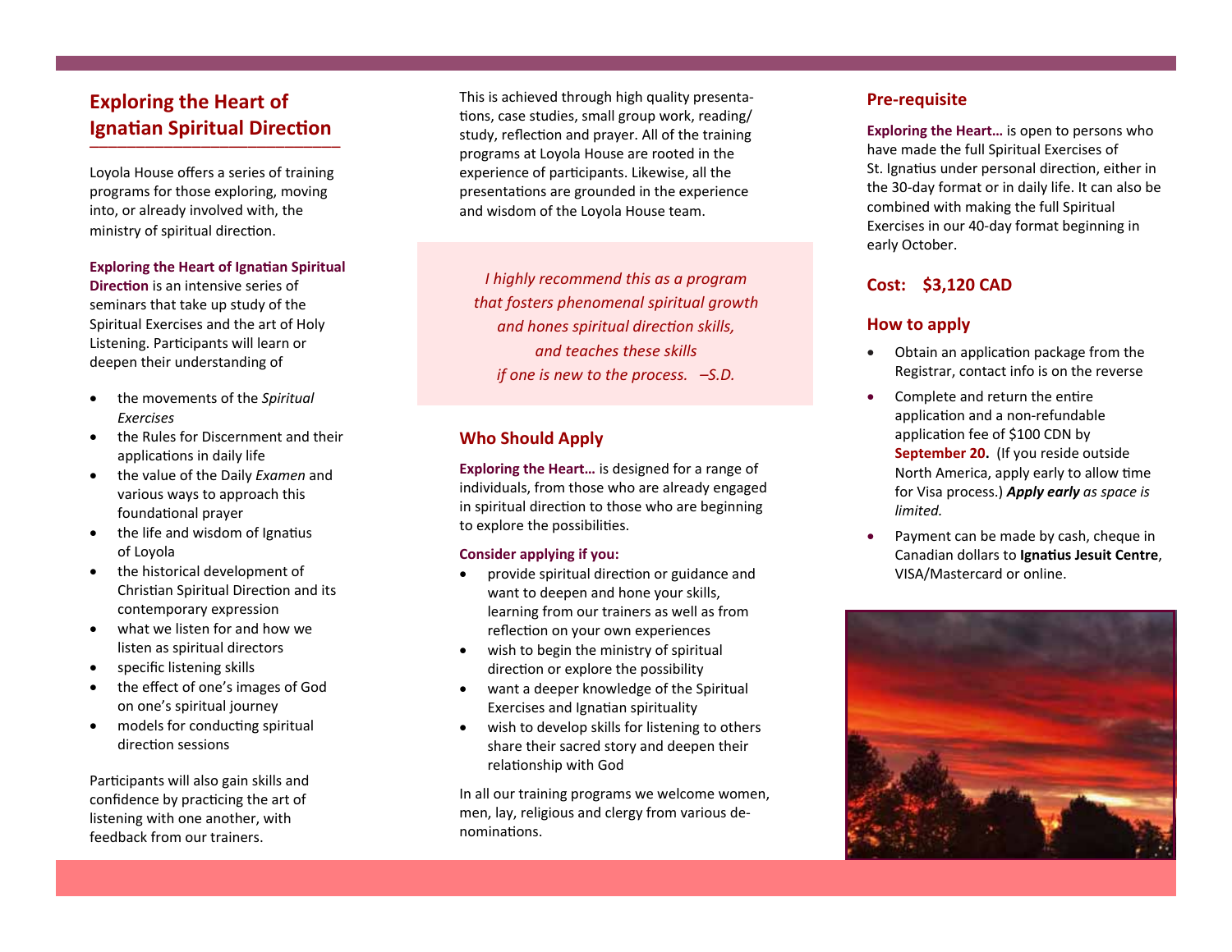## Exploring the Heart of Ignatian Spiritual Direction

Loyola House offers a series of training programs for those exploring, moving into, or already involved with, the ministry of spiritual direction.

**Exploring the Heart of Ignatian Spiritual Direction** is an intensive series of seminars that take up study of the Spiritual Exercises and the art of Holy Listening. Participants will learn or deepen their understanding of

- the movements of the *Spiritual Exercises*
- the Rules for Discernment and their applications in daily life
- the value of the Daily *Examen* and various ways to approach this foundational prayer
- the life and wisdom of Ignatius of Loyola
- the historical development of Christian Spiritual Direction and its contemporary expression
- what we listen for and how we listen as spiritual directors
- specific listening skills
- the effect of one's images of God on one's spiritual journey
- models for conducting spiritual direction sessions

Participants will also gain skills and confidence by practicing the art of listening with one another, with feedback from our trainers.

This is achieved through high quality presentations, case studies, small group work, reading/study, reflection and prayer. All of the training programs at Loyola House are rooted in the experience of participants. Likewise, all the presentations are grounded in the experience and wisdom of the Loyola House team.

*I highly recommend this as a program that fosters phenomenal spiritual growth and hones spiritual direction skills, and teaches these skills if one is new to the process. –S.D.*

### Who Should Apply

**Exploring the Heart…** is designed for a range of individuals, from those who are already engaged in spiritual direction to those who are beginning to explore the possibilities.

**Consider applying if you:**

- provide spiritual direction or guidance and want to deepen and hone your skills, learning from our trainers as well as from reflection on your own experiences
- wish to begin the ministry of spiritual direction or explore the possibility
- want a deeper knowledge of the Spiritual Exercises and Ignatian spirituality
- wish to develop skills for listening to others share their sacred story and deepen their relationship with God

In all our training programs we welcome women, men, lay, religious and clergy from various denominations.

### Pre-requisite

**Exploring the Heart…** is open to persons who have made the full Spiritual Exercises of St. Ignatius under personal direction, either in the 30-day format or in daily life. It can also be combined with making the full Spiritual Exercises in our 40-day format beginning in early October.

### Cost: $3,120 CAD

### How to apply

- Obtain an application package from the Registrar, contact info is on the reverse
- Complete and return the entire application and a non-refundable application fee of $100 CDN by **September 20.** (If you reside outside North America, apply early to allow time for Visa process.) ***Apply early*** *as space is limited.*
- Payment can be made by cash, cheque in Canadian dollars to **Ignatius Jesuit Centre**, VISA/Mastercard or online.